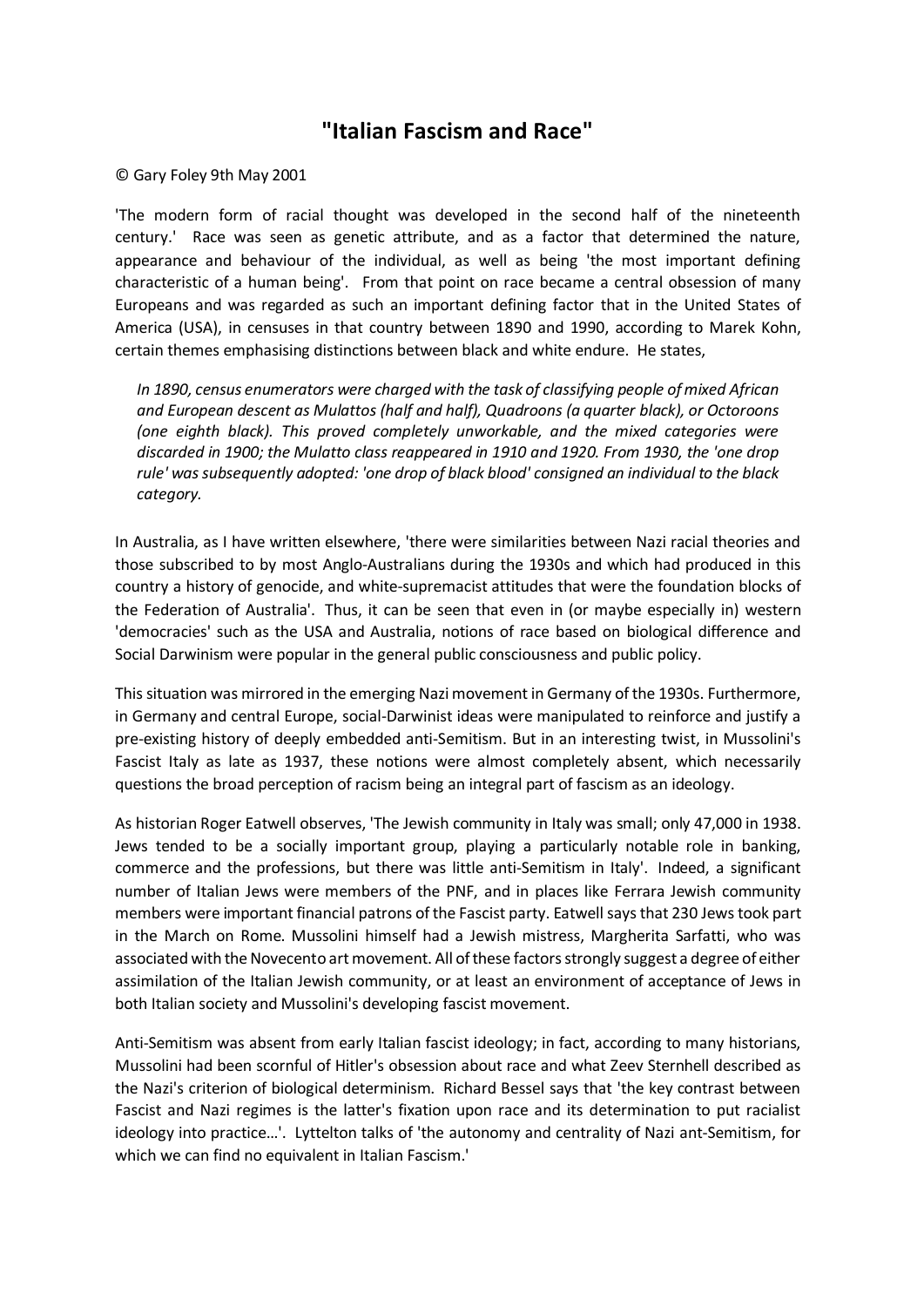# "Italian Fascism and Race"

© Gary Foley 9th May 2001

'The modern form of racial thought was developed in the second half of the nineteenth century.' Race was seen as genetic attribute, and as a factor that determined the nature, appearance and behaviour of the individual, as well as being 'the most important defining characteristic of a human being'. From that point on race became a central obsession of many Europeans and was regarded as such an important defining factor that in the United States of America (USA), in censuses in that country between 1890 and 1990, according to Marek Kohn, certain themes emphasising distinctions between black and white endure. He states,

> *In 1890, census enumerators were charged with the task of classifying people of mixed African and European descent as Mulattos (half and half), Quadroons (a quarter black), or Octoroons (one eighth black). This proved completely unworkable, and the mixed categories were discarded in 1900; the Mulatto class reappeared in 1910 and 1920. From 1930, the 'one drop rule' was subsequently adopted: 'one drop of black blood' consigned an individual to the black category.*

In Australia, as I have written elsewhere, 'there were similarities between Nazi racial theories and those subscribed to by most Anglo-Australians during the 1930s and which had produced in this country a history of genocide, and white-supremacist attitudes that were the foundation blocks of the Federation of Australia'. Thus, it can be seen that even in (or maybe especially in) western 'democracies' such as the USA and Australia, notions of race based on biological difference and Social Darwinism were popular in the general public consciousness and public policy.

This situation was mirrored in the emerging Nazi movement in Germany of the 1930s. Furthermore, in Germany and central Europe, social-Darwinist ideas were manipulated to reinforce and justify a pre-existing history of deeply embedded anti-Semitism. But in an interesting twist, in Mussolini's Fascist Italy as late as 1937, these notions were almost completely absent, which necessarily questions the broad perception of racism being an integral part of fascism as an ideology.

As historian Roger Eatwell observes, 'The Jewish community in Italy was small; only 47,000 in 1938. Jews tended to be a socially important group, playing a particularly notable role in banking, commerce and the professions, but there was little anti-Semitism in Italy'. Indeed, a significant number of Italian Jews were members of the PNF, and in places like Ferrara Jewish community members were important financial patrons of the Fascist party. Eatwell says that 230 Jews took part in the March on Rome. Mussolini himself had a Jewish mistress, Margherita Sarfatti, who was associated with the Novecento art movement. All of these factors strongly suggest a degree of either assimilation of the Italian Jewish community, or at least an environment of acceptance of Jews in both Italian society and Mussolini's developing fascist movement.

Anti-Semitism was absent from early Italian fascist ideology; in fact, according to many historians, Mussolini had been scornful of Hitler's obsession about race and what Zeev Sternhell described as the Nazi's criterion of biological determinism. Richard Bessel says that 'the key contrast between Fascist and Nazi regimes is the latter's fixation upon race and its determination to put racialist ideology into practice…'. Lyttelton talks of 'the autonomy and centrality of Nazi ant-Semitism, for which we can find no equivalent in Italian Fascism.'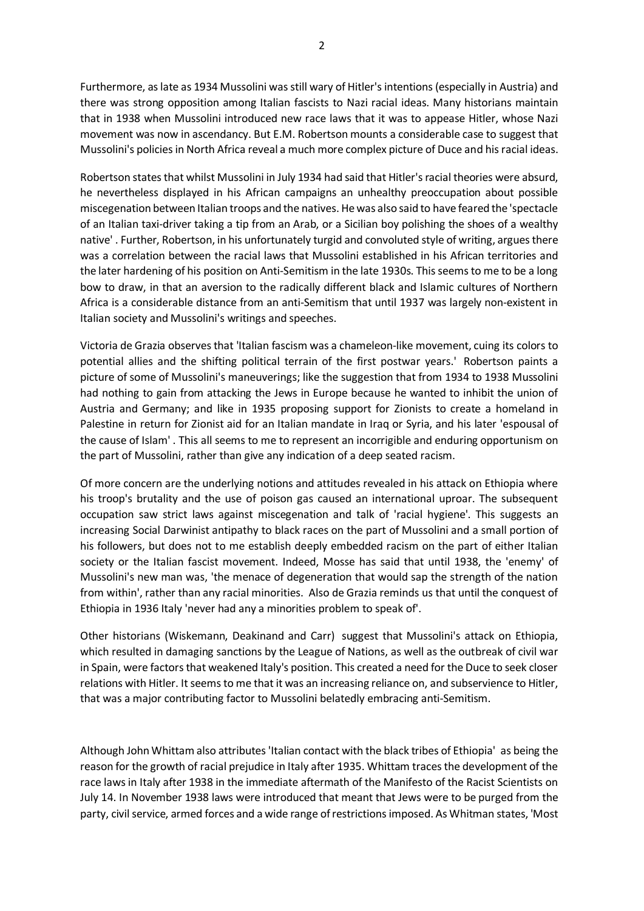Furthermore, as late as 1934 Mussolini was still wary of Hitler's intentions (especially in Austria) and there was strong opposition among Italian fascists to Nazi racial ideas. Many historians maintain that in 1938 when Mussolini introduced new race laws that it was to appease Hitler, whose Nazi movement was now in ascendancy. But E.M. Robertson mounts a considerable case to suggest that Mussolini's policies in North Africa reveal a much more complex picture of Duce and his racial ideas.

Robertson states that whilst Mussolini in July 1934 had said that Hitler's racial theories were absurd, he nevertheless displayed in his African campaigns an unhealthy preoccupation about possible miscegenation between Italian troops and the natives. He was also said to have feared the 'spectacle of an Italian taxi-driver taking a tip from an Arab, or a Sicilian boy polishing the shoes of a wealthy native' . Further, Robertson, in his unfortunately turgid and convoluted style of writing, argues there was a correlation between the racial laws that Mussolini established in his African territories and the later hardening of his position on Anti-Semitism in the late 1930s. This seems to me to be a long bow to draw, in that an aversion to the radically different black and Islamic cultures of Northern Africa is a considerable distance from an anti-Semitism that until 1937 was largely non-existent in Italian society and Mussolini's writings and speeches.

Victoria de Grazia observes that 'Italian fascism was a chameleon-like movement, cuing its colors to potential allies and the shifting political terrain of the first postwar years.' Robertson paints a picture of some of Mussolini's maneuverings; like the suggestion that from 1934 to 1938 Mussolini had nothing to gain from attacking the Jews in Europe because he wanted to inhibit the union of Austria and Germany; and like in 1935 proposing support for Zionists to create a homeland in Palestine in return for Zionist aid for an Italian mandate in Iraq or Syria, and his later 'espousal of the cause of Islam' . This all seems to me to represent an incorrigible and enduring opportunism on the part of Mussolini, rather than give any indication of a deep seated racism.

Of more concern are the underlying notions and attitudes revealed in his attack on Ethiopia where his troop's brutality and the use of poison gas caused an international uproar. The subsequent occupation saw strict laws against miscegenation and talk of 'racial hygiene'. This suggests an increasing Social Darwinist antipathy to black races on the part of Mussolini and a small portion of his followers, but does not to me establish deeply embedded racism on the part of either Italian society or the Italian fascist movement. Indeed, Mosse has said that until 1938, the 'enemy' of Mussolini's new man was, 'the menace of degeneration that would sap the strength of the nation from within', rather than any racial minorities. Also de Grazia reminds us that until the conquest of Ethiopia in 1936 Italy 'never had any a minorities problem to speak of'.

Other historians (Wiskemann, Deakinand and Carr) suggest that Mussolini's attack on Ethiopia, which resulted in damaging sanctions by the League of Nations, as well as the outbreak of civil war in Spain, were factors that weakened Italy's position. This created a need for the Duce to seek closer relations with Hitler. It seems to me that it was an increasing reliance on, and subservience to Hitler, that was a major contributing factor to Mussolini belatedly embracing anti-Semitism.

Although John Whittam also attributes 'Italian contact with the black tribes of Ethiopia' as being the reason for the growth of racial prejudice in Italy after 1935. Whittam traces the development of the race laws in Italy after 1938 in the immediate aftermath of the Manifesto of the Racist Scientists on July 14. In November 1938 laws were introduced that meant that Jews were to be purged from the party, civil service, armed forces and a wide range of restrictions imposed. As Whitman states, 'Most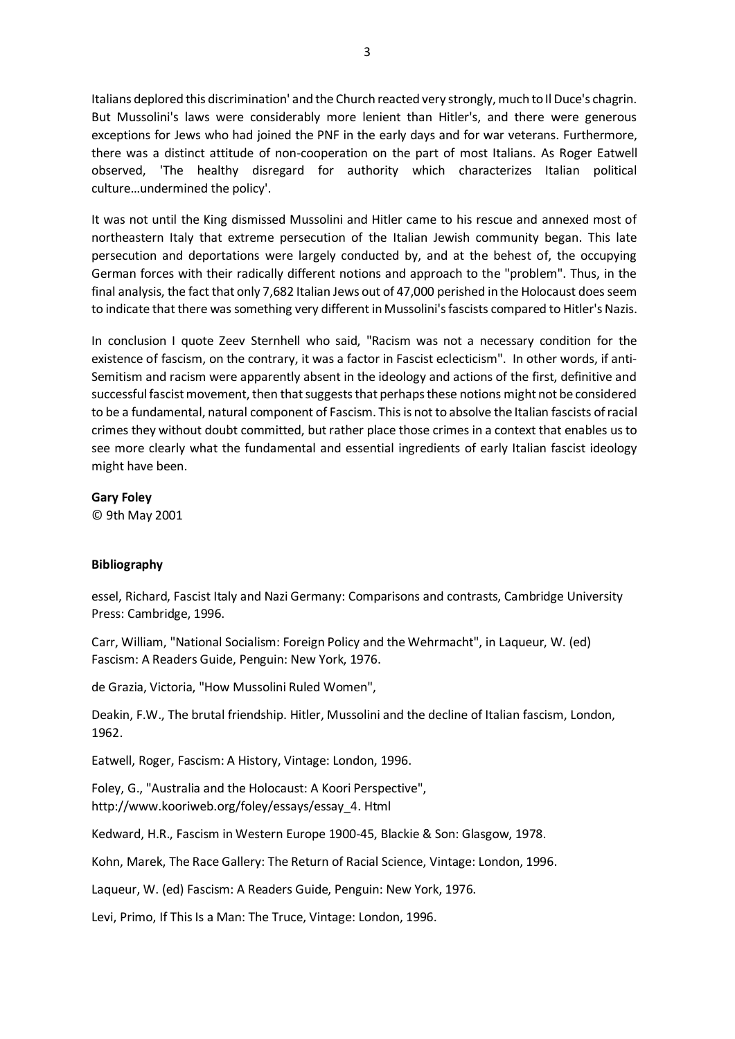Italians deplored this discrimination' and the Church reacted very strongly, much to Il Duce's chagrin. But Mussolini's laws were considerably more lenient than Hitler's, and there were generous exceptions for Jews who had joined the PNF in the early days and for war veterans. Furthermore, there was a distinct attitude of non-cooperation on the part of most Italians. As Roger Eatwell observed, 'The healthy disregard for authority which characterizes Italian political culture…undermined the policy'.

It was not until the King dismissed Mussolini and Hitler came to his rescue and annexed most of northeastern Italy that extreme persecution of the Italian Jewish community began. This late persecution and deportations were largely conducted by, and at the behest of, the occupying German forces with their radically different notions and approach to the "problem". Thus, in the final analysis, the fact that only 7,682 Italian Jews out of 47,000 perished in the Holocaust does seem to indicate that there was something very different in Mussolini's fascists compared to Hitler's Nazis.

In conclusion I quote Zeev Sternhell who said, "Racism was not a necessary condition for the existence of fascism, on the contrary, it was a factor in Fascist eclecticism". In other words, if anti-Semitism and racism were apparently absent in the ideology and actions of the first, definitive and successful fascist movement, then that suggests that perhaps these notions might not be considered to be a fundamental, natural component of Fascism. This is not to absolve the Italian fascists of racial crimes they without doubt committed, but rather place those crimes in a context that enables us to see more clearly what the fundamental and essential ingredients of early Italian fascist ideology might have been.

**Gary Foley**

© 9th May 2001

**Bibliography**

essel, Richard, Fascist Italy and Nazi Germany: Comparisons and contrasts, Cambridge University Press: Cambridge, 1996.

Carr, William, "National Socialism: Foreign Policy and the Wehrmacht", in Laqueur, W. (ed) Fascism: A Readers Guide, Penguin: New York, 1976.

de Grazia, Victoria, "How Mussolini Ruled Women",

Deakin, F.W., The brutal friendship. Hitler, Mussolini and the decline of Italian fascism, London, 1962.

Eatwell, Roger, Fascism: A History, Vintage: London, 1996.

Foley, G., "Australia and the Holocaust: A Koori Perspective", http://www.kooriweb.org/foley/essays/essay_4. Html

Kedward, H.R., Fascism in Western Europe 1900-45, Blackie & Son: Glasgow, 1978.

Kohn, Marek, The Race Gallery: The Return of Racial Science, Vintage: London, 1996.

Laqueur, W. (ed) Fascism: A Readers Guide, Penguin: New York, 1976.

Levi, Primo, If This Is a Man: The Truce, Vintage: London, 1996.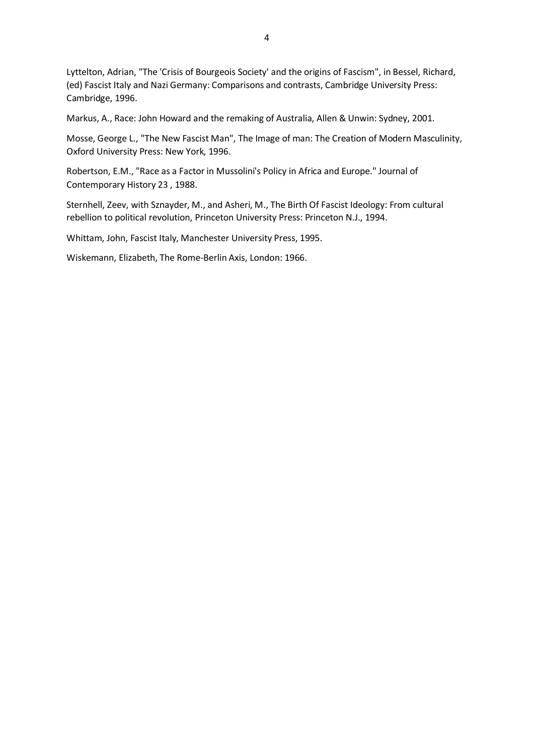Lyttelton, Adrian, "The 'Crisis of Bourgeois Society' and the origins of Fascism", in Bessel, Richard, (ed) Fascist Italy and Nazi Germany: Comparisons and contrasts, Cambridge University Press: Cambridge, 1996.

Markus, A., Race: John Howard and the remaking of Australia, Allen & Unwin: Sydney, 2001.

Mosse, George L., "The New Fascist Man", The Image of man: The Creation of Modern Masculinity, Oxford University Press: New York, 1996.

Robertson, E.M., "Race as a Factor in Mussolini's Policy in Africa and Europe." Journal of Contemporary History 23 , 1988.

Sternhell, Zeev, with Sznayder, M., and Asheri, M., The Birth Of Fascist Ideology: From cultural rebellion to political revolution, Princeton University Press: Princeton N.J., 1994.

Whittam, John, Fascist Italy, Manchester University Press, 1995.

Wiskemann, Elizabeth, The Rome-Berlin Axis, London: 1966.